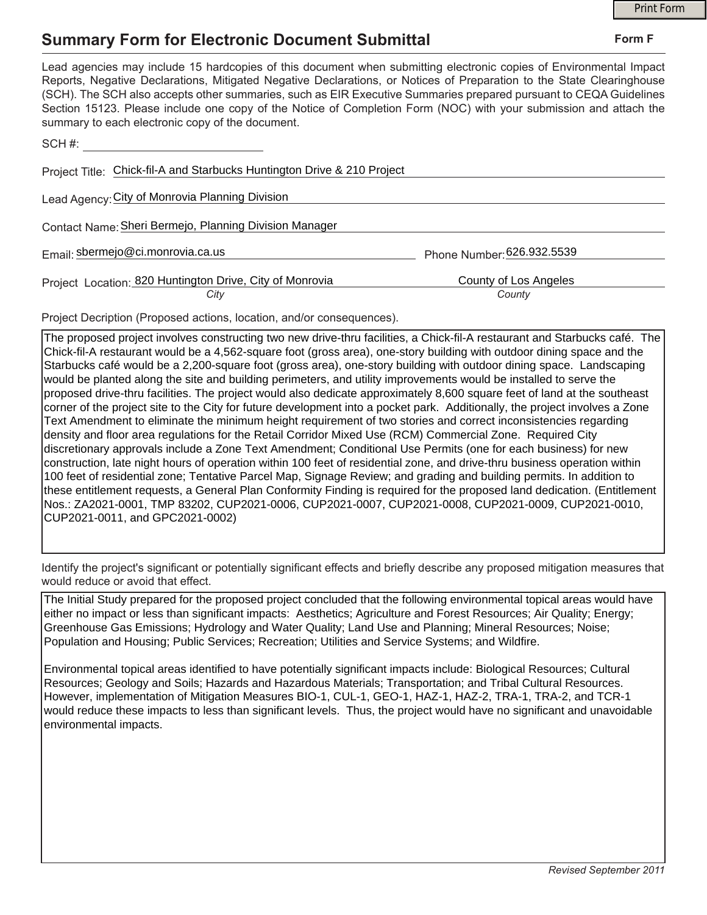# Summary Form for Electronic Document Submittal

**Form F**

Lead agencies may include 15 hardcopies of this document when submitting electronic copies of Environmental Impact Reports, Negative Declarations, Mitigated Negative Declarations, or Notices of Preparation to the State Clearinghouse (SCH). The SCH also accepts other summaries, such as EIR Executive Summaries prepared pursuant to CEQA Guidelines Section 15123. Please include one copy of the Notice of Completion Form (NOC) with your submission and attach the summary to each electronic copy of the document.

SCH #: ____________________

Project Title: Chick-fil-A and Starbucks Huntington Drive & 210 Project

Lead Agency: City of Monrovia Planning Division

Contact Name: Sheri Bermejo, Planning Division Manager

Email: sbermejo@ci.monrovia.ca.us

Phone Number: 626.932.5539

Project Location: 820 Huntington Drive, City of Monrovia (*City*) — County of Los Angeles (*County*)

Project Decription (Proposed actions, location, and/or consequences).

The proposed project involves constructing two new drive-thru facilities, a Chick-fil-A restaurant and Starbucks café. The Chick-fil-A restaurant would be a 4,562-square foot (gross area), one-story building with outdoor dining space and the Starbucks café would be a 2,200-square foot (gross area), one-story building with outdoor dining space. Landscaping would be planted along the site and building perimeters, and utility improvements would be installed to serve the proposed drive-thru facilities. The project would also dedicate approximately 8,600 square feet of land at the southeast corner of the project site to the City for future development into a pocket park. Additionally, the project involves a Zone Text Amendment to eliminate the minimum height requirement of two stories and correct inconsistencies regarding density and floor area regulations for the Retail Corridor Mixed Use (RCM) Commercial Zone. Required City discretionary approvals include a Zone Text Amendment; Conditional Use Permits (one for each business) for new construction, late night hours of operation within 100 feet of residential zone, and drive-thru business operation within 100 feet of residential zone; Tentative Parcel Map, Signage Review; and grading and building permits. In addition to these entitlement requests, a General Plan Conformity Finding is required for the proposed land dedication. (Entitlement Nos.: ZA2021-0001, TMP 83202, CUP2021-0006, CUP2021-0007, CUP2021-0008, CUP2021-0009, CUP2021-0010, CUP2021-0011, and GPC2021-0002)

Identify the project's significant or potentially significant effects and briefly describe any proposed mitigation measures that would reduce or avoid that effect.

The Initial Study prepared for the proposed project concluded that the following environmental topical areas would have either no impact or less than significant impacts: Aesthetics; Agriculture and Forest Resources; Air Quality; Energy; Greenhouse Gas Emissions; Hydrology and Water Quality; Land Use and Planning; Mineral Resources; Noise; Population and Housing; Public Services; Recreation; Utilities and Service Systems; and Wildfire.

Environmental topical areas identified to have potentially significant impacts include: Biological Resources; Cultural Resources; Geology and Soils; Hazards and Hazardous Materials; Transportation; and Tribal Cultural Resources. However, implementation of Mitigation Measures BIO-1, CUL-1, GEO-1, HAZ-1, HAZ-2, TRA-1, TRA-2, and TCR-1 would reduce these impacts to less than significant levels. Thus, the project would have no significant and unavoidable environmental impacts.

*Revised September 2011*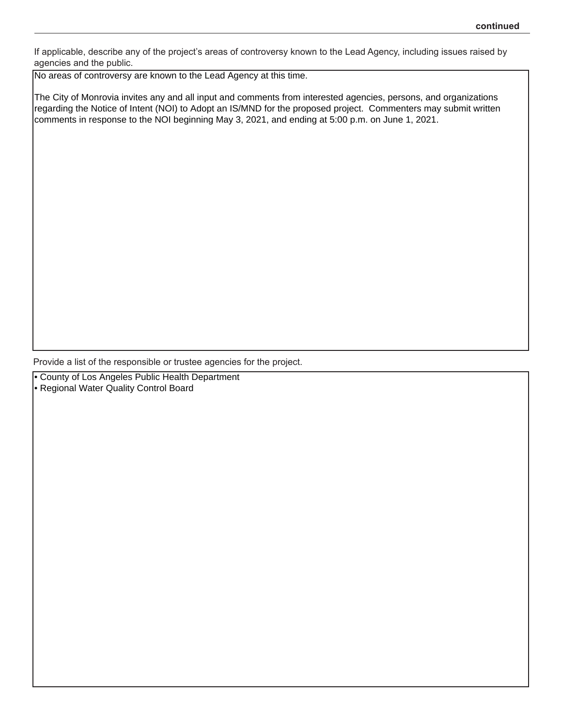**continued**

If applicable, describe any of the project's areas of controversy known to the Lead Agency, including issues raised by agencies and the public.

No areas of controversy are known to the Lead Agency at this time.

The City of Monrovia invites any and all input and comments from interested agencies, persons, and organizations regarding the Notice of Intent (NOI) to Adopt an IS/MND for the proposed project. Commenters may submit written comments in response to the NOI beginning May 3, 2021, and ending at 5:00 p.m. on June 1, 2021.

Provide a list of the responsible or trustee agencies for the project.

- County of Los Angeles Public Health Department
- Regional Water Quality Control Board